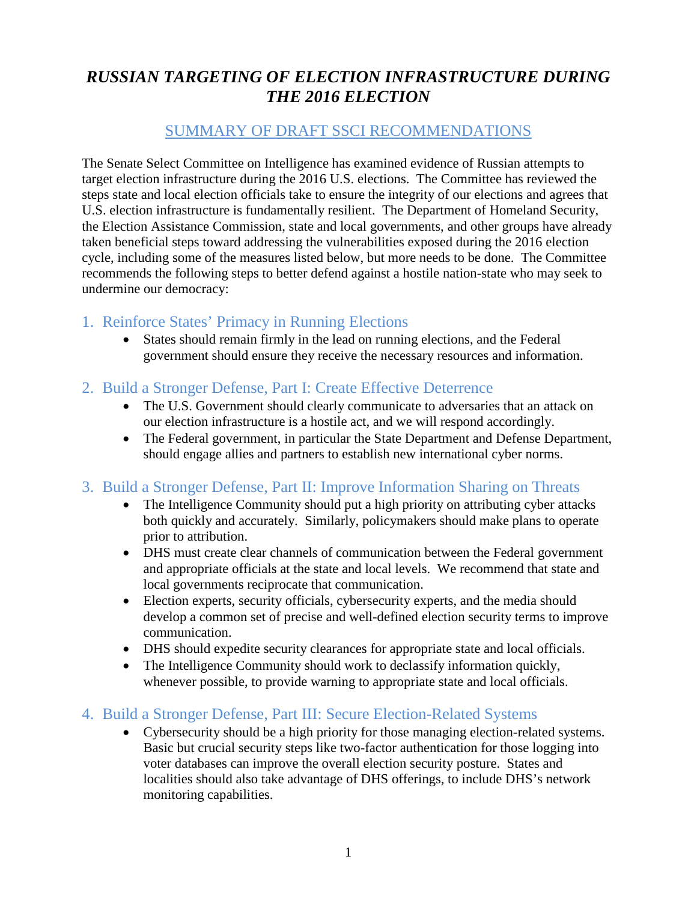# *RUSSIAN TARGETING OF ELECTION INFRASTRUCTURE DURING THE 2016 ELECTION*

## SUMMARY OF DRAFT SSCI RECOMMENDATIONS

The Senate Select Committee on Intelligence has examined evidence of Russian attempts to target election infrastructure during the 2016 U.S. elections. The Committee has reviewed the steps state and local election officials take to ensure the integrity of our elections and agrees that U.S. election infrastructure is fundamentally resilient. The Department of Homeland Security, the Election Assistance Commission, state and local governments, and other groups have already taken beneficial steps toward addressing the vulnerabilities exposed during the 2016 election cycle, including some of the measures listed below, but more needs to be done. The Committee recommends the following steps to better defend against a hostile nation-state who may seek to undermine our democracy:

### 1. Reinforce States' Primacy in Running Elections

- States should remain firmly in the lead on running elections, and the Federal government should ensure they receive the necessary resources and information.

### 2. Build a Stronger Defense, Part I: Create Effective Deterrence

- The U.S. Government should clearly communicate to adversaries that an attack on our election infrastructure is a hostile act, and we will respond accordingly.
- The Federal government, in particular the State Department and Defense Department, should engage allies and partners to establish new international cyber norms.

### 3. Build a Stronger Defense, Part II: Improve Information Sharing on Threats

- The Intelligence Community should put a high priority on attributing cyber attacks both quickly and accurately. Similarly, policymakers should make plans to operate prior to attribution.
- DHS must create clear channels of communication between the Federal government and appropriate officials at the state and local levels. We recommend that state and local governments reciprocate that communication.
- Election experts, security officials, cybersecurity experts, and the media should develop a common set of precise and well-defined election security terms to improve communication.
- DHS should expedite security clearances for appropriate state and local officials.
- The Intelligence Community should work to declassify information quickly, whenever possible, to provide warning to appropriate state and local officials.

### 4. Build a Stronger Defense, Part III: Secure Election-Related Systems

- Cybersecurity should be a high priority for those managing election-related systems. Basic but crucial security steps like two-factor authentication for those logging into voter databases can improve the overall election security posture. States and localities should also take advantage of DHS offerings, to include DHS's network monitoring capabilities.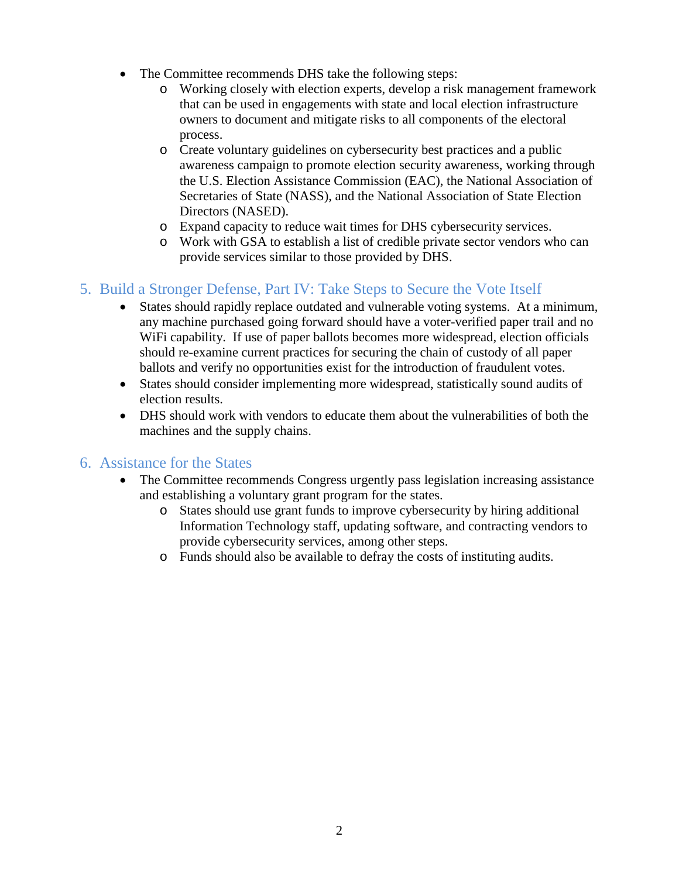- The Committee recommends DHS take the following steps:
    - Working closely with election experts, develop a risk management framework that can be used in engagements with state and local election infrastructure owners to document and mitigate risks to all components of the electoral process.
    - Create voluntary guidelines on cybersecurity best practices and a public awareness campaign to promote election security awareness, working through the U.S. Election Assistance Commission (EAC), the National Association of Secretaries of State (NASS), and the National Association of State Election Directors (NASED).
    - Expand capacity to reduce wait times for DHS cybersecurity services.
    - Work with GSA to establish a list of credible private sector vendors who can provide services similar to those provided by DHS.

## 5. Build a Stronger Defense, Part IV: Take Steps to Secure the Vote Itself

- States should rapidly replace outdated and vulnerable voting systems. At a minimum, any machine purchased going forward should have a voter-verified paper trail and no WiFi capability. If use of paper ballots becomes more widespread, election officials should re-examine current practices for securing the chain of custody of all paper ballots and verify no opportunities exist for the introduction of fraudulent votes.
- States should consider implementing more widespread, statistically sound audits of election results.
- DHS should work with vendors to educate them about the vulnerabilities of both the machines and the supply chains.

## 6. Assistance for the States

- The Committee recommends Congress urgently pass legislation increasing assistance and establishing a voluntary grant program for the states.
    - States should use grant funds to improve cybersecurity by hiring additional Information Technology staff, updating software, and contracting vendors to provide cybersecurity services, among other steps.
    - Funds should also be available to defray the costs of instituting audits.